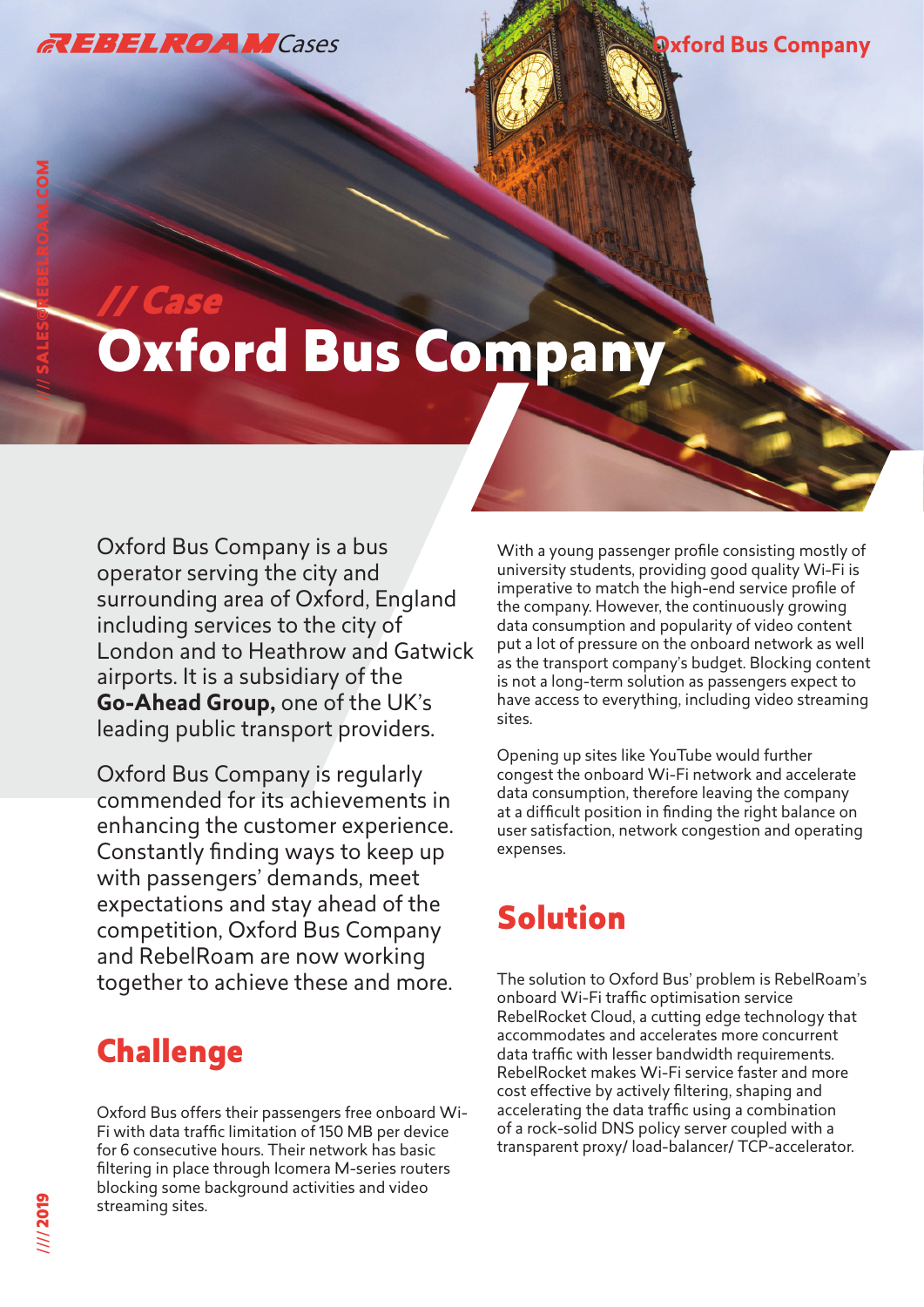# Oxford Bus Company

Oxford Bus Company is a bus operator serving the city and surrounding area of Oxford, England including services to the city of London and to Heathrow and Gatwick airports. It is a subsidiary of the **Go-Ahead Group,** one of the UK's leading public transport providers.

Oxford Bus Company is regularly commended for its achievements in enhancing the customer experience. Constantly finding ways to keep up with passengers' demands, meet expectations and stay ahead of the competition, Oxford Bus Company and RebelRoam are now working together to achieve these and more.

## Challenge

Oxford Bus offers their passengers free onboard Wi-Fi with data traffic limitation of 150 MB per device for 6 consecutive hours. Their network has basic filtering in place through Icomera M-series routers blocking some background activities and video streaming sites.

With a young passenger profile consisting mostly of university students, providing good quality Wi-Fi is imperative to match the high-end service profile of the company. However, the continuously growing data consumption and popularity of video content put a lot of pressure on the onboard network as well as the transport company's budget. Blocking content is not a long-term solution as passengers expect to have access to everything, including video streaming sites.

Opening up sites like YouTube would further congest the onboard Wi-Fi network and accelerate data consumption, therefore leaving the company at a difficult position in finding the right balance on user satisfaction, network congestion and operating expenses.

## Solution

The solution to Oxford Bus' problem is RebelRoam's onboard Wi-Fi traffic optimisation service RebelRocket Cloud, a cutting edge technology that accommodates and accelerates more concurrent data traffic with lesser bandwidth requirements. RebelRocket makes Wi-Fi service faster and more cost effective by actively filtering, shaping and accelerating the data traffic using a combination of a rock-solid DNS policy server coupled with a transparent proxy/ load-balancer/ TCP-accelerator.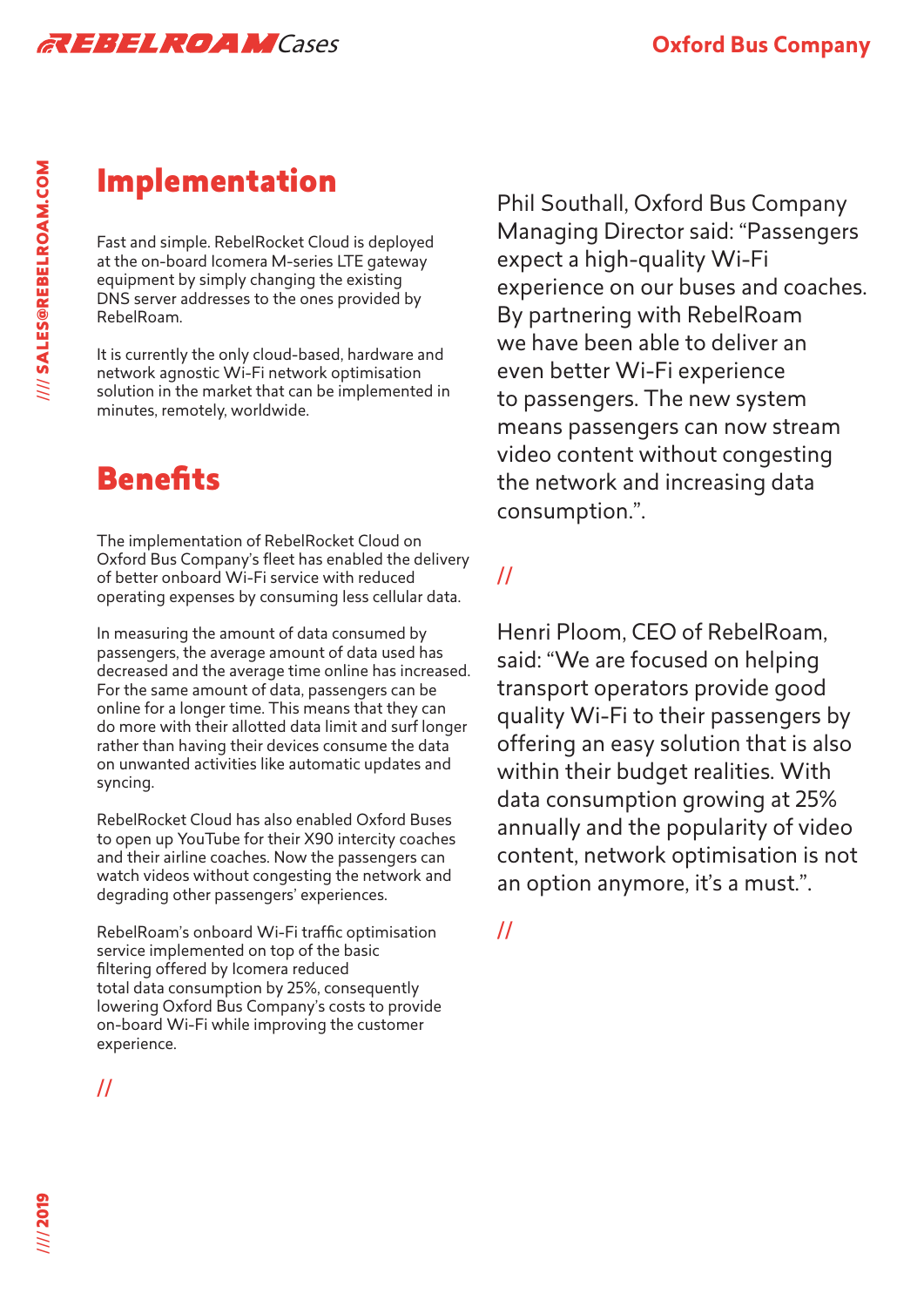## Implementation

Fast and simple. RebelRocket Cloud is deployed at the on-board Icomera M-series LTE gateway equipment by simply changing the existing DNS server addresses to the ones provided by RebelRoam.

It is currently the only cloud-based, hardware and network agnostic Wi-Fi network optimisation solution in the market that can be implemented in minutes, remotely, worldwide.

## Benefits

The implementation of RebelRocket Cloud on Oxford Bus Company's fleet has enabled the delivery of better onboard Wi-Fi service with reduced operating expenses by consuming less cellular data.

In measuring the amount of data consumed by passengers, the average amount of data used has decreased and the average time online has increased. For the same amount of data, passengers can be online for a longer time. This means that they can do more with their allotted data limit and surf longer rather than having their devices consume the data on unwanted activities like automatic updates and syncing.

RebelRocket Cloud has also enabled Oxford Buses to open up YouTube for their X90 intercity coaches and their airline coaches. Now the passengers can watch videos without congesting the network and degrading other passengers' experiences.

RebelRoam's onboard Wi-Fi traffic optimisation service implemented on top of the basic filtering offered by Icomera reduced total data consumption by 25%, consequently lowering Oxford Bus Company's costs to provide on-board Wi-Fi while improving the customer experience.

//

Phil Southall, Oxford Bus Company Managing Director said: "Passengers expect a high-quality Wi-Fi experience on our buses and coaches. By partnering with RebelRoam we have been able to deliver an even better Wi-Fi experience to passengers. The new system means passengers can now stream video content without congesting the network and increasing data consumption.".

//

Henri Ploom, CEO of RebelRoam, said: "We are focused on helping transport operators provide good quality Wi-Fi to their passengers by offering an easy solution that is also within their budget realities. With data consumption growing at 25% annually and the popularity of video content, network optimisation is not an option anymore, it's a must.".

//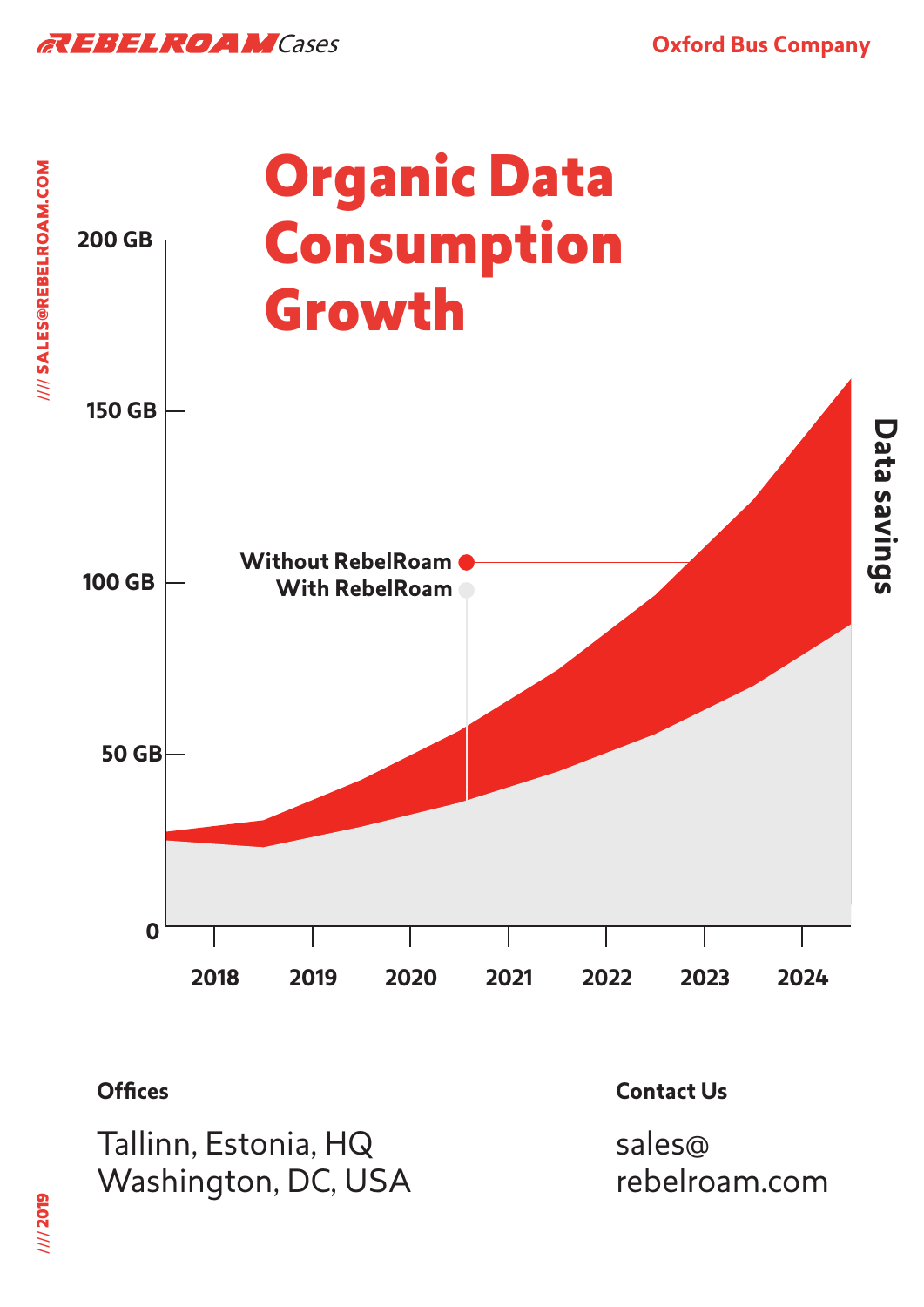# Organic Data Consumption Growth

200 GB
150 GB
100 GB
50 GB
0

Without RebelRoam
With RebelRoam

Data savings

2018
2019
2020
2021
2022
2023
2024

**Offices**

Tallinn, Estonia, HQ
Washington, DC, USA

**Contact Us**

sales@
rebelroam.com